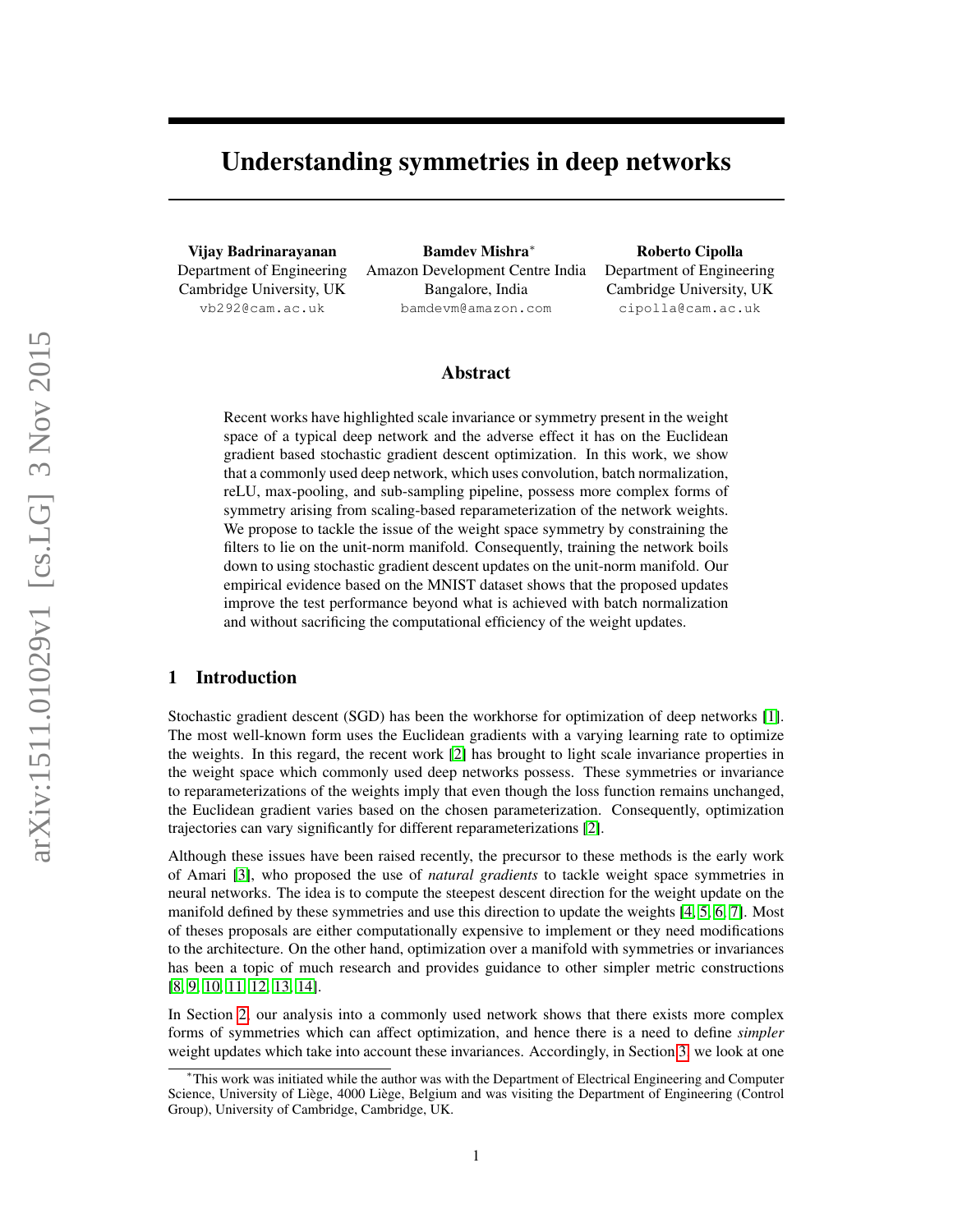# Understanding symmetries in deep networks

**Vijay Badrinarayanan**
Department of Engineering
Cambridge University, UK
vb292@cam.ac.uk

**Bamdev Mishra***
Amazon Development Centre India
Bangalore, India
bamdevm@amazon.com

**Roberto Cipolla**
Department of Engineering
Cambridge University, UK
cipolla@cam.ac.uk

## Abstract

Recent works have highlighted scale invariance or symmetry present in the weight space of a typical deep network and the adverse effect it has on the Euclidean gradient based stochastic gradient descent optimization. In this work, we show that a commonly used deep network, which uses convolution, batch normalization, reLU, max-pooling, and sub-sampling pipeline, possess more complex forms of symmetry arising from scaling-based reparameterization of the network weights. We propose to tackle the issue of the weight space symmetry by constraining the filters to lie on the unit-norm manifold. Consequently, training the network boils down to using stochastic gradient descent updates on the unit-norm manifold. Our empirical evidence based on the MNIST dataset shows that the proposed updates improve the test performance beyond what is achieved with batch normalization and without sacrificing the computational efficiency of the weight updates.

## 1 Introduction

Stochastic gradient descent (SGD) has been the workhorse for optimization of deep networks [1]. The most well-known form uses the Euclidean gradients with a varying learning rate to optimize the weights. In this regard, the recent work [2] has brought to light scale invariance properties in the weight space which commonly used deep networks possess. These symmetries or invariance to reparameterizations of the weights imply that even though the loss function remains unchanged, the Euclidean gradient varies based on the chosen parameterization. Consequently, optimization trajectories can vary significantly for different reparameterizations [2].

Although these issues have been raised recently, the precursor to these methods is the early work of Amari [3], who proposed the use of *natural gradients* to tackle weight space symmetries in neural networks. The idea is to compute the steepest descent direction for the weight update on the manifold defined by these symmetries and use this direction to update the weights [4, 5, 6, 7]. Most of theses proposals are either computationally expensive to implement or they need modifications to the architecture. On the other hand, optimization over a manifold with symmetries or invariances has been a topic of much research and provides guidance to other simpler metric constructions [8, 9, 10, 11, 12, 13, 14].

In Section 2, our analysis into a commonly used network shows that there exists more complex forms of symmetries which can affect optimization, and hence there is a need to define *simpler* weight updates which take into account these invariances. Accordingly, in Section 3, we look at one

*This work was initiated while the author was with the Department of Electrical Engineering and Computer Science, University of Liège, 4000 Liège, Belgium and was visiting the Department of Engineering (Control Group), University of Cambridge, Cambridge, UK.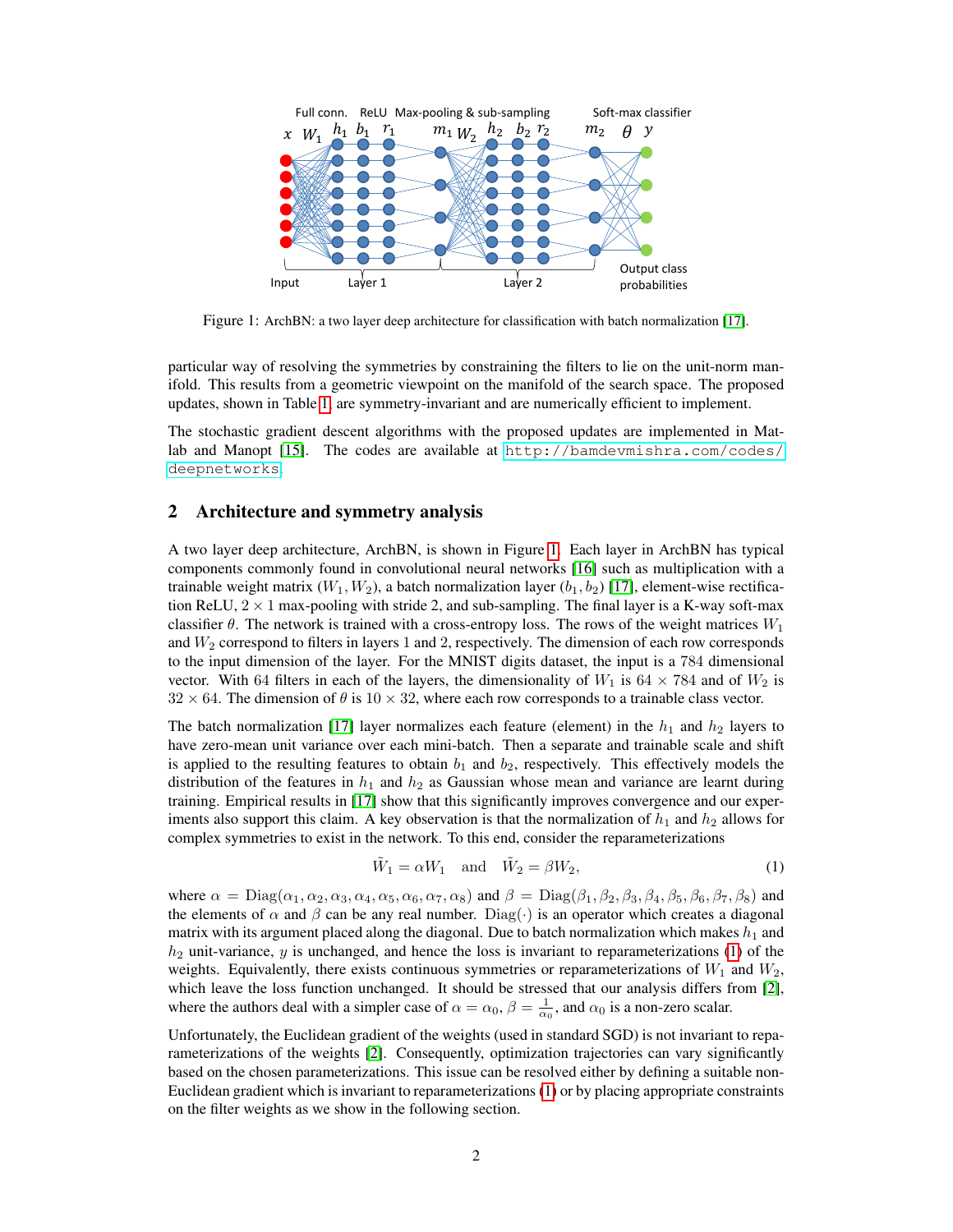Figure 1: ArchBN: a two layer deep architecture for classification with batch normalization [17].

particular way of resolving the symmetries by constraining the filters to lie on the unit-norm manifold. This results from a geometric viewpoint on the manifold of the search space. The proposed updates, shown in Table 1, are symmetry-invariant and are numerically efficient to implement.

The stochastic gradient descent algorithms with the proposed updates are implemented in Matlab and Manopt [15]. The codes are available at http://bamdevmishra.com/codes/deepnetworks.

## 2 Architecture and symmetry analysis

A two layer deep architecture, ArchBN, is shown in Figure 1. Each layer in ArchBN has typical components commonly found in convolutional neural networks [16] such as multiplication with a trainable weight matrix ($W_1, W_2$), a batch normalization layer ($b_1, b_2$) [17], element-wise rectification ReLU, $2 \times 1$ max-pooling with stride 2, and sub-sampling. The final layer is a K-way soft-max classifier $\theta$. The network is trained with a cross-entropy loss. The rows of the weight matrices $W_1$ and $W_2$ correspond to filters in layers 1 and 2, respectively. The dimension of each row corresponds to the input dimension of the layer. For the MNIST digits dataset, the input is a 784 dimensional vector. With 64 filters in each of the layers, the dimensionality of $W_1$ is $64 \times 784$ and of $W_2$ is $32 \times 64$. The dimension of $\theta$ is $10 \times 32$, where each row corresponds to a trainable class vector.

The batch normalization [17] layer normalizes each feature (element) in the $h_1$ and $h_2$ layers to have zero-mean unit variance over each mini-batch. Then a separate and trainable scale and shift is applied to the resulting features to obtain $b_1$ and $b_2$, respectively. This effectively models the distribution of the features in $h_1$ and $h_2$ as Gaussian whose mean and variance are learnt during training. Empirical results in [17] show that this significantly improves convergence and our experiments also support this claim. A key observation is that the normalization of $h_1$ and $h_2$ allows for complex symmetries to exist in the network. To this end, consider the reparameterizations

$$\tilde{W}_1 = \alpha W_1 \quad \text{and} \quad \tilde{W}_2 = \beta W_2, \tag{1}$$

where $\alpha = \mathrm{Diag}(\alpha_1, \alpha_2, \alpha_3, \alpha_4, \alpha_5, \alpha_6, \alpha_7, \alpha_8)$ and $\beta = \mathrm{Diag}(\beta_1, \beta_2, \beta_3, \beta_4, \beta_5, \beta_6, \beta_7, \beta_8)$ and the elements of $\alpha$ and $\beta$ can be any real number. $\mathrm{Diag}(\cdot)$ is an operator which creates a diagonal matrix with its argument placed along the diagonal. Due to batch normalization which makes $h_1$ and $h_2$ unit-variance, $y$ is unchanged, and hence the loss is invariant to reparameterizations (1) of the weights. Equivalently, there exists continuous symmetries or reparameterizations of $W_1$ and $W_2$, which leave the loss function unchanged. It should be stressed that our analysis differs from [2], where the authors deal with a simpler case of $\alpha = \alpha_0$, $\beta = \frac{1}{\alpha_0}$, and $\alpha_0$ is a non-zero scalar.

Unfortunately, the Euclidean gradient of the weights (used in standard SGD) is not invariant to reparameterizations of the weights [2]. Consequently, optimization trajectories can vary significantly based on the chosen parameterizations. This issue can be resolved either by defining a suitable non-Euclidean gradient which is invariant to reparameterizations (1) or by placing appropriate constraints on the filter weights as we show in the following section.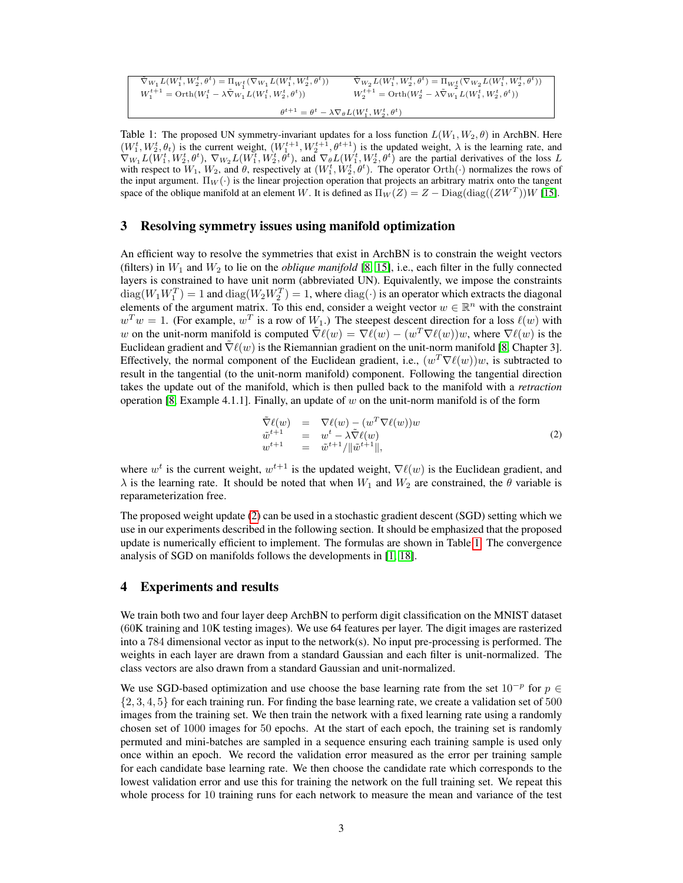| $\tilde{\nabla}_{W_1} L(W_1^t, W_2^t, \theta^t) = \Pi_{W_1^t}(\nabla_{W_1} L(W_1^t, W_2^t, \theta^t))$ | $\tilde{\nabla}_{W_2} L(W_1^t, W_2^t, \theta^t) = \Pi_{W_2^t}(\nabla_{W_2} L(W_1^t, W_2^t, \theta^t))$ |
|---|---|
| $W_1^{t+1} = \mathrm{Orth}(W_1^t - \lambda \tilde{\nabla}_{W_1} L(W_1^t, W_2^t, \theta^t))$ | $W_2^{t+1} = \mathrm{Orth}(W_2^t - \lambda \tilde{\nabla}_{W_1} L(W_1^t, W_2^t, \theta^t))$ |
| $\theta^{t+1} = \theta^t - \lambda \nabla_\theta L(W_1^t, W_2^t, \theta^t)$ | |

Table 1: The proposed UN symmetry-invariant updates for a loss function $L(W_1, W_2, \theta)$ in ArchBN. Here $(W_1^t, W_2^t, \theta_t)$ is the current weight, $(W_1^{t+1}, W_2^{t+1}, \theta^{t+1})$ is the updated weight, $\lambda$ is the learning rate, and $\nabla_{W_1} L(W_1^t, W_2^t, \theta^t)$, $\nabla_{W_2} L(W_1^t, W_2^t, \theta^t)$, and $\nabla_\theta L(W_1^t, W_2^t, \theta^t)$ are the partial derivatives of the loss $L$ with respect to $W_1$, $W_2$, and $\theta$, respectively at $(W_1^t, W_2^t, \theta^t)$. The operator $\mathrm{Orth}(\cdot)$ normalizes the rows of the input argument. $\Pi_W(\cdot)$ is the linear projection operation that projects an arbitrary matrix onto the tangent space of the oblique manifold at an element $W$. It is defined as $\Pi_W(Z) = Z - \mathrm{Diag}(\mathrm{diag}((ZW^T))W$ [15].

## 3 Resolving symmetry issues using manifold optimization

An efficient way to resolve the symmetries that exist in ArchBN is to constrain the weight vectors (filters) in $W_1$ and $W_2$ to lie on the *oblique manifold* [8, 15], i.e., each filter in the fully connected layers is constrained to have unit norm (abbreviated UN). Equivalently, we impose the constraints $\mathrm{diag}(W_1 W_1^T) = 1$ and $\mathrm{diag}(W_2 W_2^T) = 1$, where $\mathrm{diag}(\cdot)$ is an operator which extracts the diagonal elements of the argument matrix. To this end, consider a weight vector $w \in \mathbb{R}^n$ with the constraint $w^T w = 1$. (For example, $w^T$ is a row of $W_1$.) The steepest descent direction for a loss $\ell(w)$ with $w$ on the unit-norm manifold is computed $\tilde{\nabla}\ell(w) = \nabla\ell(w) - (w^T \nabla\ell(w))w$, where $\nabla\ell(w)$ is the Euclidean gradient and $\tilde{\nabla}\ell(w)$ is the Riemannian gradient on the unit-norm manifold [8, Chapter 3]. Effectively, the normal component of the Euclidean gradient, i.e., $(w^T \nabla\ell(w))w$, is subtracted to result in the tangential (to the unit-norm manifold) component. Following the tangential direction takes the update out of the manifold, which is then pulled back to the manifold with a *retraction* operation [8, Example 4.1.1]. Finally, an update of $w$ on the unit-norm manifold is of the form

$$
\begin{array}{rcl}
\tilde{\nabla}\ell(w) & = & \nabla\ell(w) - (w^T \nabla\ell(w))w \\
\tilde{w}^{t+1} & = & w^t - \lambda \tilde{\nabla}\ell(w) \\
w^{t+1} & = & \tilde{w}^{t+1} / \|\tilde{w}^{t+1}\|,
\end{array}
\tag{2}
$$

where $w^t$ is the current weight, $w^{t+1}$ is the updated weight, $\nabla\ell(w)$ is the Euclidean gradient, and $\lambda$ is the learning rate. It should be noted that when $W_1$ and $W_2$ are constrained, the $\theta$ variable is reparameterization free.

The proposed weight update (2) can be used in a stochastic gradient descent (SGD) setting which we use in our experiments described in the following section. It should be emphasized that the proposed update is numerically efficient to implement. The formulas are shown in Table 1. The convergence analysis of SGD on manifolds follows the developments in [1, 18].

## 4 Experiments and results

We train both two and four layer deep ArchBN to perform digit classification on the MNIST dataset (60K training and 10K testing images). We use 64 features per layer. The digit images are rasterized into a 784 dimensional vector as input to the network(s). No input pre-processing is performed. The weights in each layer are drawn from a standard Gaussian and each filter is unit-normalized. The class vectors are also drawn from a standard Gaussian and unit-normalized.

We use SGD-based optimization and use choose the base learning rate from the set $10^{-p}$ for $p \in \{2, 3, 4, 5\}$ for each training run. For finding the base learning rate, we create a validation set of 500 images from the training set. We then train the network with a fixed learning rate using a randomly chosen set of 1000 images for 50 epochs. At the start of each epoch, the training set is randomly permuted and mini-batches are sampled in a sequence ensuring each training sample is used only once within an epoch. We record the validation error measured as the error per training sample for each candidate base learning rate. We then choose the candidate rate which corresponds to the lowest validation error and use this for training the network on the full training set. We repeat this whole process for 10 training runs for each network to measure the mean and variance of the test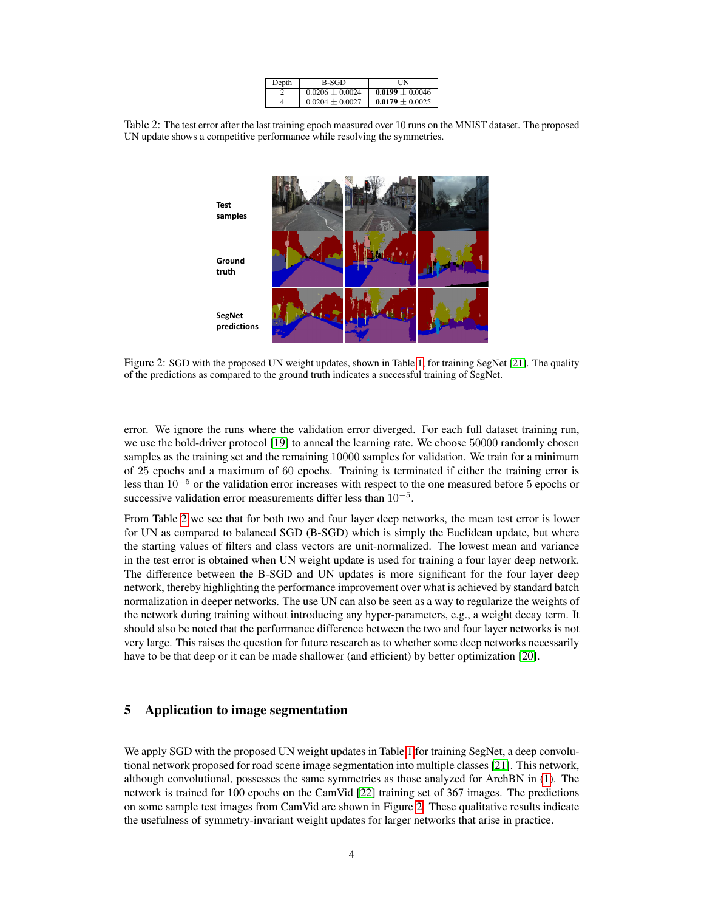| Depth | B-SGD | UN |
|---|---|---|
| 2 | $0.0206 \pm 0.0024$ | $\mathbf{0.0199} \pm 0.0046$ |
| 4 | $0.0204 \pm 0.0027$ | $\mathbf{0.0179} \pm 0.0025$ |

Table 2: The test error after the last training epoch measured over 10 runs on the MNIST dataset. The proposed UN update shows a competitive performance while resolving the symmetries.

Figure 2: SGD with the proposed UN weight updates, shown in Table 1, for training SegNet [21]. The quality of the predictions as compared to the ground truth indicates a successful training of SegNet.

error. We ignore the runs where the validation error diverged. For each full dataset training run, we use the bold-driver protocol [19] to anneal the learning rate. We choose 50000 randomly chosen samples as the training set and the remaining 10000 samples for validation. We train for a minimum of 25 epochs and a maximum of 60 epochs. Training is terminated if either the training error is less than $10^{-5}$ or the validation error increases with respect to the one measured before 5 epochs or successive validation error measurements differ less than $10^{-5}$.

From Table 2 we see that for both two and four layer deep networks, the mean test error is lower for UN as compared to balanced SGD (B-SGD) which is simply the Euclidean update, but where the starting values of filters and class vectors are unit-normalized. The lowest mean and variance in the test error is obtained when UN weight update is used for training a four layer deep network. The difference between the B-SGD and UN updates is more significant for the four layer deep network, thereby highlighting the performance improvement over what is achieved by standard batch normalization in deeper networks. The use UN can also be seen as a way to regularize the weights of the network during training without introducing any hyper-parameters, e.g., a weight decay term. It should also be noted that the performance difference between the two and four layer networks is not very large. This raises the question for future research as to whether some deep networks necessarily have to be that deep or it can be made shallower (and efficient) by better optimization [20].

## 5 Application to image segmentation

We apply SGD with the proposed UN weight updates in Table 1 for training SegNet, a deep convolutional network proposed for road scene image segmentation into multiple classes [21]. This network, although convolutional, possesses the same symmetries as those analyzed for ArchBN in (1). The network is trained for 100 epochs on the CamVid [22] training set of 367 images. The predictions on some sample test images from CamVid are shown in Figure 2. These qualitative results indicate the usefulness of symmetry-invariant weight updates for larger networks that arise in practice.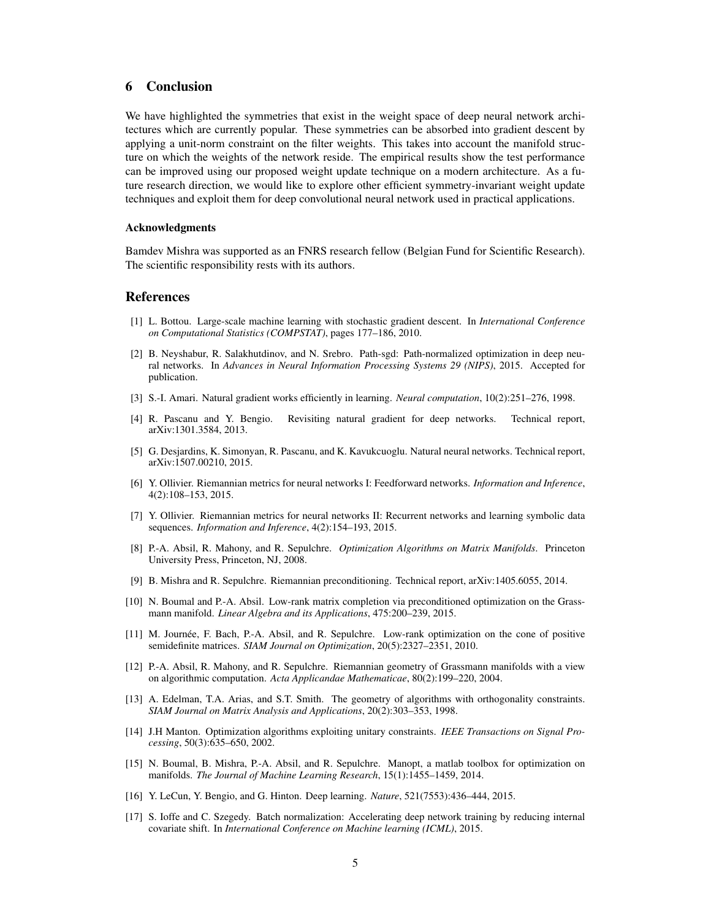## 6 Conclusion

We have highlighted the symmetries that exist in the weight space of deep neural network architectures which are currently popular. These symmetries can be absorbed into gradient descent by applying a unit-norm constraint on the filter weights. This takes into account the manifold structure on which the weights of the network reside. The empirical results show the test performance can be improved using our proposed weight update technique on a modern architecture. As a future research direction, we would like to explore other efficient symmetry-invariant weight update techniques and exploit them for deep convolutional neural network used in practical applications.

#### Acknowledgments

Bamdev Mishra was supported as an FNRS research fellow (Belgian Fund for Scientific Research). The scientific responsibility rests with its authors.

## References

[1] L. Bottou. Large-scale machine learning with stochastic gradient descent. In *International Conference on Computational Statistics (COMPSTAT)*, pages 177–186, 2010.

[2] B. Neyshabur, R. Salakhutdinov, and N. Srebro. Path-sgd: Path-normalized optimization in deep neural networks. In *Advances in Neural Information Processing Systems 29 (NIPS)*, 2015. Accepted for publication.

[3] S.-I. Amari. Natural gradient works efficiently in learning. *Neural computation*, 10(2):251–276, 1998.

[4] R. Pascanu and Y. Bengio. Revisiting natural gradient for deep networks. Technical report, arXiv:1301.3584, 2013.

[5] G. Desjardins, K. Simonyan, R. Pascanu, and K. Kavukcuoglu. Natural neural networks. Technical report, arXiv:1507.00210, 2015.

[6] Y. Ollivier. Riemannian metrics for neural networks I: Feedforward networks. *Information and Inference*, 4(2):108–153, 2015.

[7] Y. Ollivier. Riemannian metrics for neural networks II: Recurrent networks and learning symbolic data sequences. *Information and Inference*, 4(2):154–193, 2015.

[8] P.-A. Absil, R. Mahony, and R. Sepulchre. *Optimization Algorithms on Matrix Manifolds*. Princeton University Press, Princeton, NJ, 2008.

[9] B. Mishra and R. Sepulchre. Riemannian preconditioning. Technical report, arXiv:1405.6055, 2014.

[10] N. Boumal and P.-A. Absil. Low-rank matrix completion via preconditioned optimization on the Grassmann manifold. *Linear Algebra and its Applications*, 475:200–239, 2015.

[11] M. Journée, F. Bach, P.-A. Absil, and R. Sepulchre. Low-rank optimization on the cone of positive semidefinite matrices. *SIAM Journal on Optimization*, 20(5):2327–2351, 2010.

[12] P.-A. Absil, R. Mahony, and R. Sepulchre. Riemannian geometry of Grassmann manifolds with a view on algorithmic computation. *Acta Applicandae Mathematicae*, 80(2):199–220, 2004.

[13] A. Edelman, T.A. Arias, and S.T. Smith. The geometry of algorithms with orthogonality constraints. *SIAM Journal on Matrix Analysis and Applications*, 20(2):303–353, 1998.

[14] J.H Manton. Optimization algorithms exploiting unitary constraints. *IEEE Transactions on Signal Processing*, 50(3):635–650, 2002.

[15] N. Boumal, B. Mishra, P.-A. Absil, and R. Sepulchre. Manopt, a matlab toolbox for optimization on manifolds. *The Journal of Machine Learning Research*, 15(1):1455–1459, 2014.

[16] Y. LeCun, Y. Bengio, and G. Hinton. Deep learning. *Nature*, 521(7553):436–444, 2015.

[17] S. Ioffe and C. Szegedy. Batch normalization: Accelerating deep network training by reducing internal covariate shift. In *International Conference on Machine learning (ICML)*, 2015.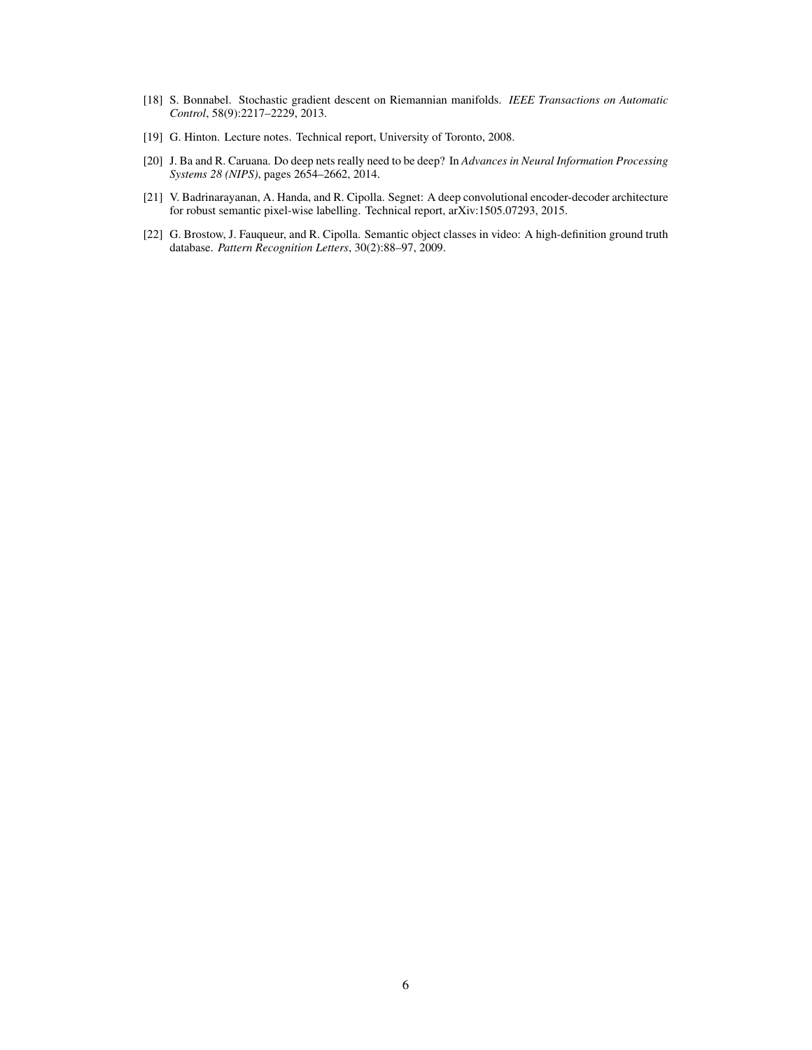[18] S. Bonnabel. Stochastic gradient descent on Riemannian manifolds. *IEEE Transactions on Automatic Control*, 58(9):2217–2229, 2013.

[19] G. Hinton. Lecture notes. Technical report, University of Toronto, 2008.

[20] J. Ba and R. Caruana. Do deep nets really need to be deep? In *Advances in Neural Information Processing Systems 28 (NIPS)*, pages 2654–2662, 2014.

[21] V. Badrinarayanan, A. Handa, and R. Cipolla. Segnet: A deep convolutional encoder-decoder architecture for robust semantic pixel-wise labelling. Technical report, arXiv:1505.07293, 2015.

[22] G. Brostow, J. Fauqueur, and R. Cipolla. Semantic object classes in video: A high-definition ground truth database. *Pattern Recognition Letters*, 30(2):88–97, 2009.